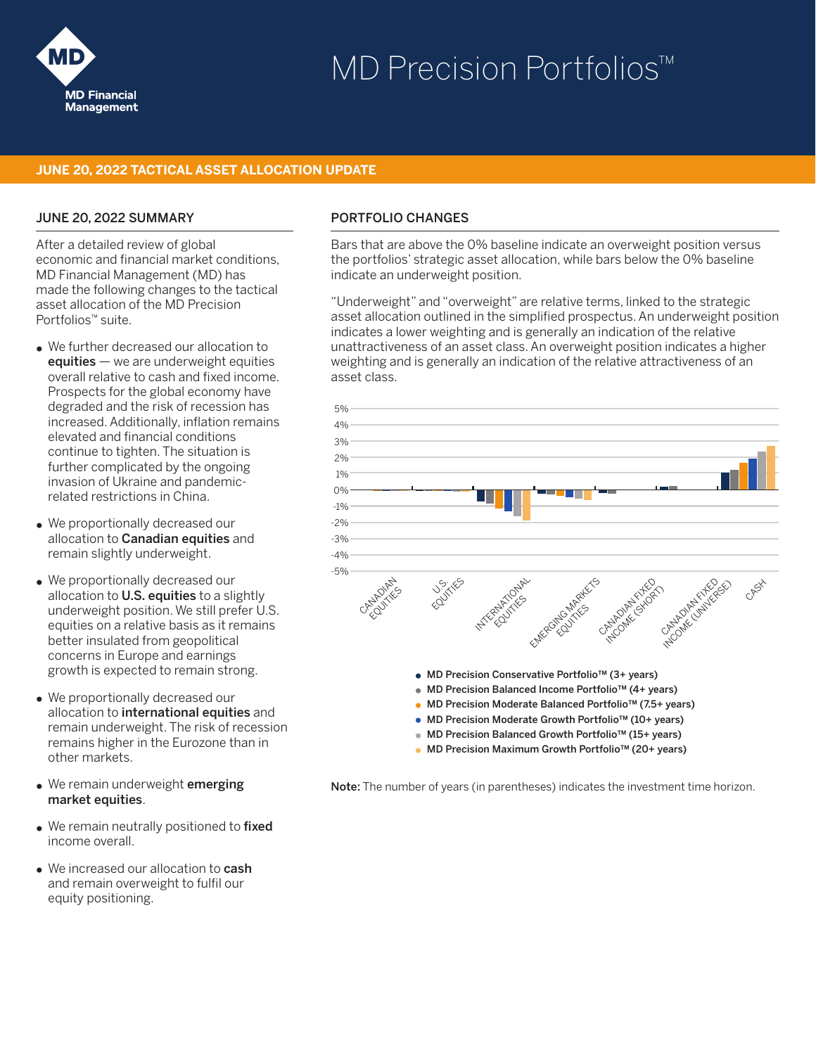# MD Precision Portfolios™

MD Financial Management

**JUNE 20, 2022 TACTICAL ASSET ALLOCATION UPDATE**

## JUNE 20, 2022 SUMMARY

After a detailed review of global economic and financial market conditions, MD Financial Management (MD) has made the following changes to the tactical asset allocation of the MD Precision Portfolios™ suite.

- We further decreased our allocation to **equities** — we are underweight equities overall relative to cash and fixed income. Prospects for the global economy have degraded and the risk of recession has increased. Additionally, inflation remains elevated and financial conditions continue to tighten. The situation is further complicated by the ongoing invasion of Ukraine and pandemic-related restrictions in China.
- We proportionally decreased our allocation to **Canadian equities** and remain slightly underweight.
- We proportionally decreased our allocation to **U.S. equities** to a slightly underweight position. We still prefer U.S. equities on a relative basis as it remains better insulated from geopolitical concerns in Europe and earnings growth is expected to remain strong.
- We proportionally decreased our allocation to **international equities** and remain underweight. The risk of recession remains higher in the Eurozone than in other markets.
- We remain underweight **emerging market equities**.
- We remain neutrally positioned to **fixed** income overall.
- We increased our allocation to **cash** and remain overweight to fulfil our equity positioning.

## PORTFOLIO CHANGES

Bars that are above the 0% baseline indicate an overweight position versus the portfolios' strategic asset allocation, while bars below the 0% baseline indicate an underweight position.

"Underweight" and "overweight" are relative terms, linked to the strategic asset allocation outlined in the simplified prospectus. An underweight position indicates a lower weighting and is generally an indication of the relative unattractiveness of an asset class. An overweight position indicates a higher weighting and is generally an indication of the relative attractiveness of an asset class.

Chart categories: Canadian Equities, U.S. Equities, International Equities, Emerging Markets Equities, Canadian Fixed Income (Short), Canadian Fixed Income (Universe), Cash (y-axis from -5% to 5%)

- MD Precision Conservative Portfolio™ (3+ years)
- MD Precision Balanced Income Portfolio™ (4+ years)
- MD Precision Moderate Balanced Portfolio™ (7.5+ years)
- MD Precision Moderate Growth Portfolio™ (10+ years)
- MD Precision Balanced Growth Portfolio™ (15+ years)
- MD Precision Maximum Growth Portfolio™ (20+ years)

**Note:** The number of years (in parentheses) indicates the investment time horizon.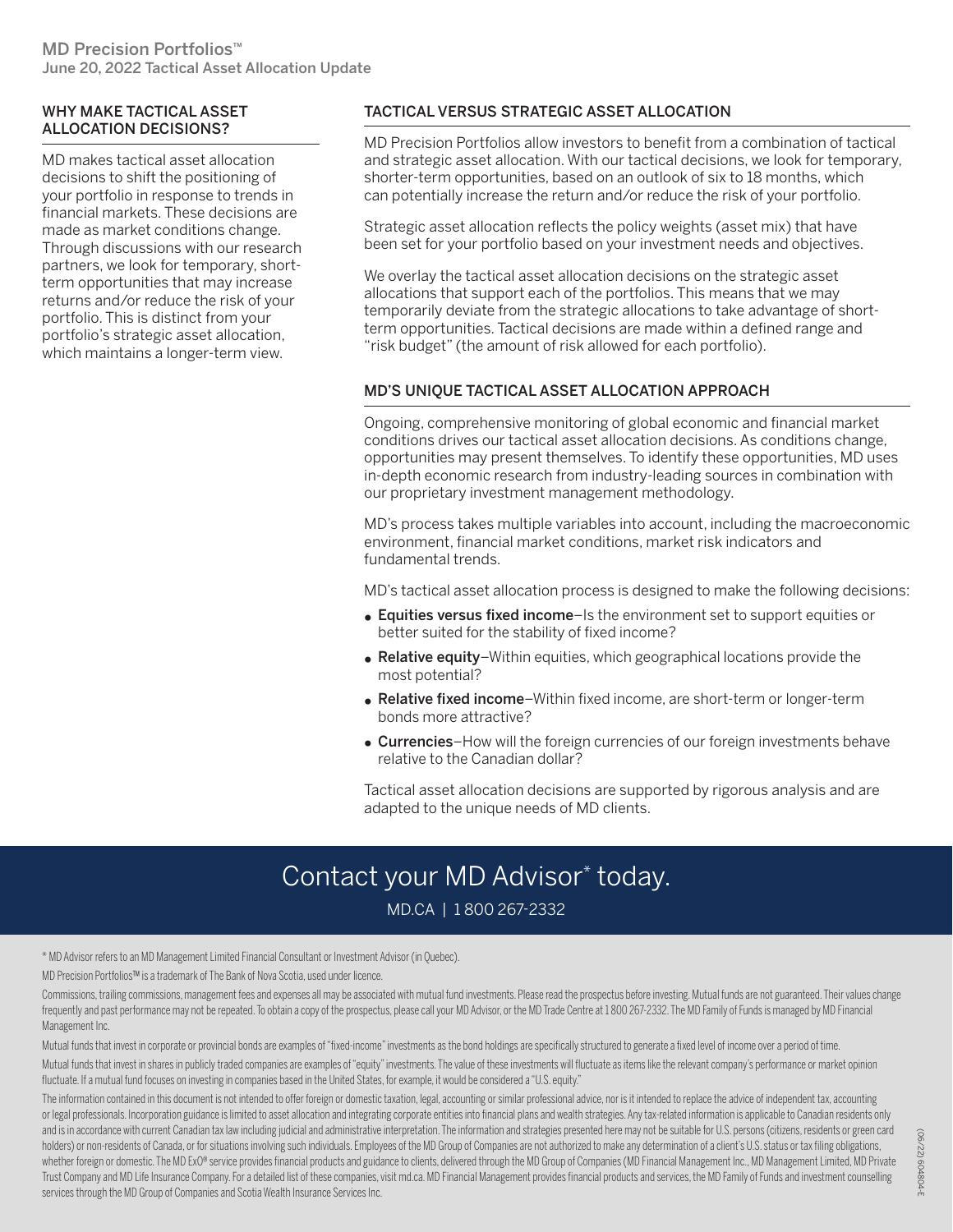## WHY MAKE TACTICAL ASSET ALLOCATION DECISIONS?

MD makes tactical asset allocation decisions to shift the positioning of your portfolio in response to trends in financial markets. These decisions are made as market conditions change. Through discussions with our research partners, we look for temporary, short-term opportunities that may increase returns and/or reduce the risk of your portfolio. This is distinct from your portfolio's strategic asset allocation, which maintains a longer-term view.

## TACTICAL VERSUS STRATEGIC ASSET ALLOCATION

MD Precision Portfolios allow investors to benefit from a combination of tactical and strategic asset allocation. With our tactical decisions, we look for temporary, shorter-term opportunities, based on an outlook of six to 18 months, which can potentially increase the return and/or reduce the risk of your portfolio.

Strategic asset allocation reflects the policy weights (asset mix) that have been set for your portfolio based on your investment needs and objectives.

We overlay the tactical asset allocation decisions on the strategic asset allocations that support each of the portfolios. This means that we may temporarily deviate from the strategic allocations to take advantage of short-term opportunities. Tactical decisions are made within a defined range and "risk budget" (the amount of risk allowed for each portfolio).

## MD'S UNIQUE TACTICAL ASSET ALLOCATION APPROACH

Ongoing, comprehensive monitoring of global economic and financial market conditions drives our tactical asset allocation decisions. As conditions change, opportunities may present themselves. To identify these opportunities, MD uses in-depth economic research from industry-leading sources in combination with our proprietary investment management methodology.

MD's process takes multiple variables into account, including the macroeconomic environment, financial market conditions, market risk indicators and fundamental trends.

MD's tactical asset allocation process is designed to make the following decisions:

- **Equities versus fixed income**–Is the environment set to support equities or better suited for the stability of fixed income?
- **Relative equity**–Within equities, which geographical locations provide the most potential?
- **Relative fixed income**–Within fixed income, are short-term or longer-term bonds more attractive?
- **Currencies**–How will the foreign currencies of our foreign investments behave relative to the Canadian dollar?

Tactical asset allocation decisions are supported by rigorous analysis and are adapted to the unique needs of MD clients.

## Contact your MD Advisor* today.

MD.CA | 1 800 267-2332

* MD Advisor refers to an MD Management Limited Financial Consultant or Investment Advisor (in Quebec).

MD Precision Portfolios™ is a trademark of The Bank of Nova Scotia, used under licence.

Commissions, trailing commissions, management fees and expenses all may be associated with mutual fund investments. Please read the prospectus before investing. Mutual funds are not guaranteed. Their values change frequently and past performance may not be repeated. To obtain a copy of the prospectus, please call your MD Advisor, or the MD Trade Centre at 1 800 267-2332. The MD Family of Funds is managed by MD Financial Management Inc.

Mutual funds that invest in corporate or provincial bonds are examples of "fixed-income" investments as the bond holdings are specifically structured to generate a fixed level of income over a period of time.

Mutual funds that invest in shares in publicly traded companies are examples of "equity" investments. The value of these investments will fluctuate as items like the relevant company's performance or market opinion fluctuate. If a mutual fund focuses on investing in companies based in the United States, for example, it would be considered a "U.S. equity."

The information contained in this document is not intended to offer foreign or domestic taxation, legal, accounting or similar professional advice, nor is it intended to replace the advice of independent tax, accounting or legal professionals. Incorporation guidance is limited to asset allocation and integrating corporate entities into financial plans and wealth strategies. Any tax-related information is applicable to Canadian residents only and is in accordance with current Canadian tax law including judicial and administrative interpretation. The information and strategies presented here may not be suitable for U.S. persons (citizens, residents or green card holders) or non-residents of Canada, or for situations involving such individuals. Employees of the MD Group of Companies are not authorized to make any determination of a client's U.S. status or tax filing obligations, whether foreign or domestic. The MD ExO® service provides financial products and guidance to clients, delivered through the MD Group of Companies (MD Financial Management Inc., MD Management Limited, MD Private Trust Company and MD Life Insurance Company. For a detailed list of these companies, visit md.ca. MD Financial Management provides financial products and services, the MD Family of Funds and investment counselling services through the MD Group of Companies and Scotia Wealth Insurance Services Inc.

(06/22) 604804-E